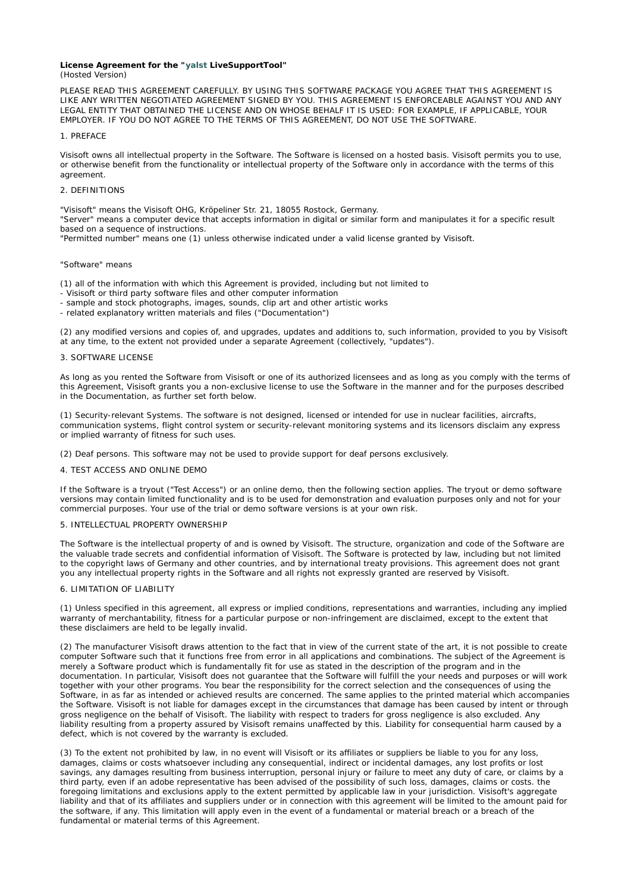**License Agreement for the "yalst LiveSupportTool"**
(Hosted Version)

PLEASE READ THIS AGREEMENT CAREFULLY. BY USING THIS SOFTWARE PACKAGE YOU AGREE THAT THIS AGREEMENT IS LIKE ANY WRITTEN NEGOTIATED AGREEMENT SIGNED BY YOU. THIS AGREEMENT IS ENFORCEABLE AGAINST YOU AND ANY LEGAL ENTITY THAT OBTAINED THE LICENSE AND ON WHOSE BEHALF IT IS USED: FOR EXAMPLE, IF APPLICABLE, YOUR EMPLOYER. IF YOU DO NOT AGREE TO THE TERMS OF THIS AGREEMENT, DO NOT USE THE SOFTWARE.

1. PREFACE

Visisoft owns all intellectual property in the Software. The Software is licensed on a hosted basis. Visisoft permits you to use, or otherwise benefit from the functionality or intellectual property of the Software only in accordance with the terms of this agreement.

2. DEFINITIONS

"Visisoft" means the Visisoft OHG, Kröpeliner Str. 21, 18055 Rostock, Germany.
"Server" means a computer device that accepts information in digital or similar form and manipulates it for a specific result based on a sequence of instructions.
"Permitted number" means one (1) unless otherwise indicated under a valid license granted by Visisoft.

"Software" means

(1) all of the information with which this Agreement is provided, including but not limited to
- Visisoft or third party software files and other computer information
- sample and stock photographs, images, sounds, clip art and other artistic works
- related explanatory written materials and files ("Documentation")

(2) any modified versions and copies of, and upgrades, updates and additions to, such information, provided to you by Visisoft at any time, to the extent not provided under a separate Agreement (collectively, "updates").

3. SOFTWARE LICENSE

As long as you rented the Software from Visisoft or one of its authorized licensees and as long as you comply with the terms of this Agreement, Visisoft grants you a non-exclusive license to use the Software in the manner and for the purposes described in the Documentation, as further set forth below.

(1) Security-relevant Systems. The software is not designed, licensed or intended for use in nuclear facilities, aircrafts, communication systems, flight control system or security-relevant monitoring systems and its licensors disclaim any express or implied warranty of fitness for such uses.

(2) Deaf persons. This software may not be used to provide support for deaf persons exclusively.

4. TEST ACCESS AND ONLINE DEMO

If the Software is a tryout ("Test Access") or an online demo, then the following section applies. The tryout or demo software versions may contain limited functionality and is to be used for demonstration and evaluation purposes only and not for your commercial purposes. Your use of the trial or demo software versions is at your own risk.

5. INTELLECTUAL PROPERTY OWNERSHIP

The Software is the intellectual property of and is owned by Visisoft. The structure, organization and code of the Software are the valuable trade secrets and confidential information of Visisoft. The Software is protected by law, including but not limited to the copyright laws of Germany and other countries, and by international treaty provisions. This agreement does not grant you any intellectual property rights in the Software and all rights not expressly granted are reserved by Visisoft.

6. LIMITATION OF LIABILITY

(1) Unless specified in this agreement, all express or implied conditions, representations and warranties, including any implied warranty of merchantability, fitness for a particular purpose or non-infringement are disclaimed, except to the extent that these disclaimers are held to be legally invalid.

(2) The manufacturer Visisoft draws attention to the fact that in view of the current state of the art, it is not possible to create computer Software such that it functions free from error in all applications and combinations. The subject of the Agreement is merely a Software product which is fundamentally fit for use as stated in the description of the program and in the documentation. In particular, Visisoft does not guarantee that the Software will fulfill the your needs and purposes or will work together with your other programs. You bear the responsibility for the correct selection and the consequences of using the Software, in as far as intended or achieved results are concerned. The same applies to the printed material which accompanies the Software. Visisoft is not liable for damages except in the circumstances that damage has been caused by intent or through gross negligence on the behalf of Visisoft. The liability with respect to traders for gross negligence is also excluded. Any liability resulting from a property assured by Visisoft remains unaffected by this. Liability for consequential harm caused by a defect, which is not covered by the warranty is excluded.

(3) To the extent not prohibited by law, in no event will Visisoft or its affiliates or suppliers be liable to you for any loss, damages, claims or costs whatsoever including any consequential, indirect or incidental damages, any lost profits or lost savings, any damages resulting from business interruption, personal injury or failure to meet any duty of care, or claims by a third party, even if an adobe representative has been advised of the possibility of such loss, damages, claims or costs. the foregoing limitations and exclusions apply to the extent permitted by applicable law in your jurisdiction. Visisoft's aggregate liability and that of its affiliates and suppliers under or in connection with this agreement will be limited to the amount paid for the software, if any. This limitation will apply even in the event of a fundamental or material breach or a breach of the fundamental or material terms of this Agreement.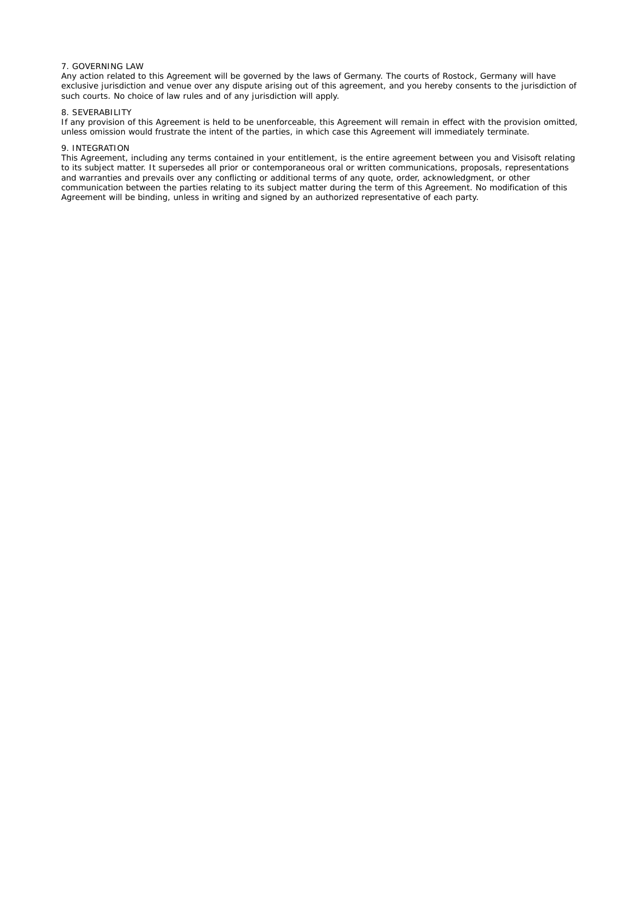## 7. GOVERNING LAW

Any action related to this Agreement will be governed by the laws of Germany. The courts of Rostock, Germany will have exclusive jurisdiction and venue over any dispute arising out of this agreement, and you hereby consents to the jurisdiction of such courts. No choice of law rules and of any jurisdiction will apply.

## 8. SEVERABILITY

If any provision of this Agreement is held to be unenforceable, this Agreement will remain in effect with the provision omitted, unless omission would frustrate the intent of the parties, in which case this Agreement will immediately terminate.

## 9. INTEGRATION

This Agreement, including any terms contained in your entitlement, is the entire agreement between you and Visisoft relating to its subject matter. It supersedes all prior or contemporaneous oral or written communications, proposals, representations and warranties and prevails over any conflicting or additional terms of any quote, order, acknowledgment, or other communication between the parties relating to its subject matter during the term of this Agreement. No modification of this Agreement will be binding, unless in writing and signed by an authorized representative of each party.